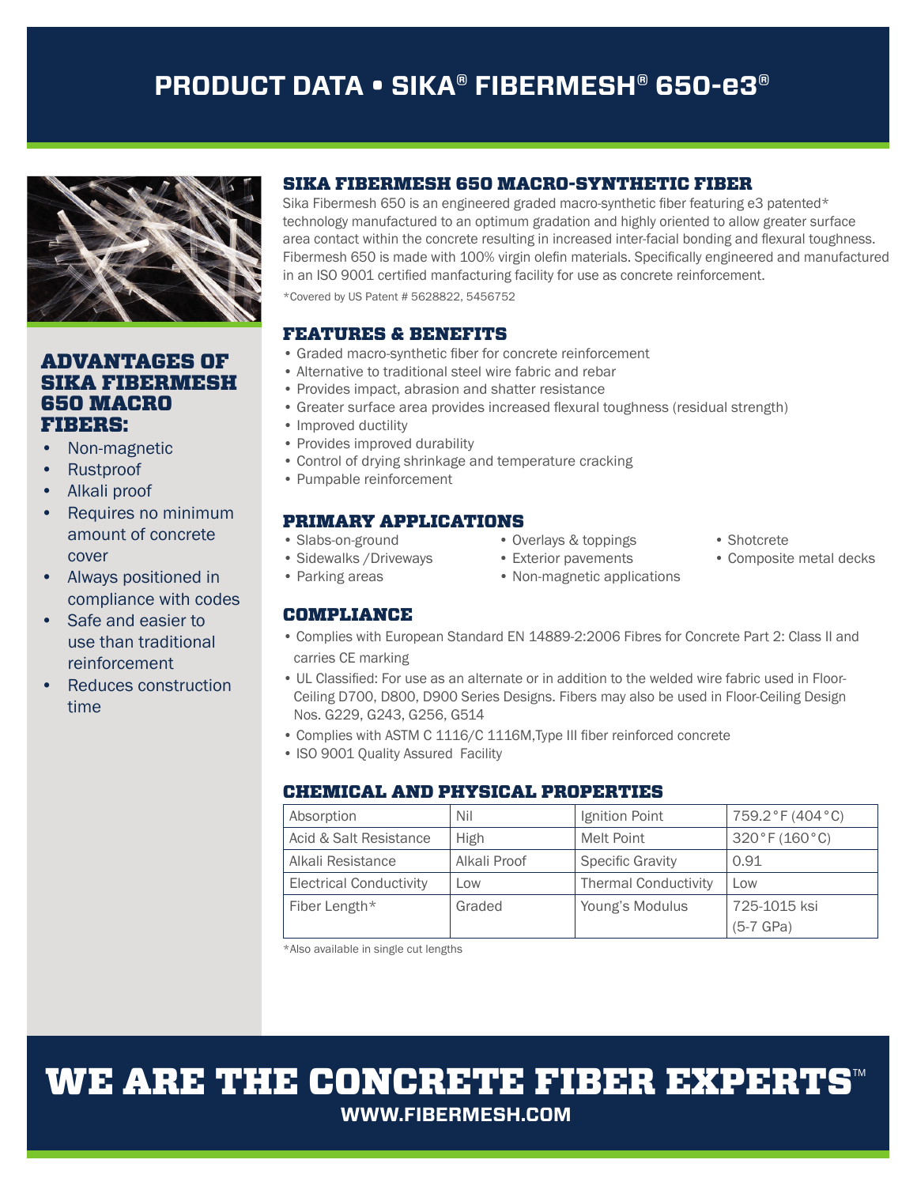# PRODUCT DATA • SIKA® FIBERMESH® 650-e3®

## ADVANTAGES OF SIKA FIBERMESH 650 MACRO FIBERS:

- Non-magnetic
- Rustproof
- Alkali proof
- Requires no minimum amount of concrete cover
- Always positioned in compliance with codes
- Safe and easier to use than traditional reinforcement
- Reduces construction time

## SIKA FIBERMESH 650 MACRO-SYNTHETIC FIBER

Sika Fibermesh 650 is an engineered graded macro-synthetic fiber featuring e3 patented* technology manufactured to an optimum gradation and highly oriented to allow greater surface area contact within the concrete resulting in increased inter-facial bonding and flexural toughness. Fibermesh 650 is made with 100% virgin olefin materials. Specifically engineered and manufactured in an ISO 9001 certified manfacturing facility for use as concrete reinforcement.

*Covered by US Patent # 5628822, 5456752

## FEATURES & BENEFITS

- Graded macro-synthetic fiber for concrete reinforcement
- Alternative to traditional steel wire fabric and rebar
- Provides impact, abrasion and shatter resistance
- Greater surface area provides increased flexural toughness (residual strength)
- Improved ductility
- Provides improved durability
- Control of drying shrinkage and temperature cracking
- Pumpable reinforcement

## PRIMARY APPLICATIONS

- Slabs-on-ground
- Sidewalks /Driveways
- Parking areas
- Overlays & toppings
- Exterior pavements
- Non-magnetic applications
- Shotcrete
- Composite metal decks

## COMPLIANCE

- Complies with European Standard EN 14889-2:2006 Fibres for Concrete Part 2: Class II and carries CE marking
- UL Classified: For use as an alternate or in addition to the welded wire fabric used in Floor-Ceiling D700, D800, D900 Series Designs. Fibers may also be used in Floor-Ceiling Design Nos. G229, G243, G256, G514
- Complies with ASTM C 1116/C 1116M,Type III fiber reinforced concrete
- ISO 9001 Quality Assured Facility

## CHEMICAL AND PHYSICAL PROPERTIES

| Absorption | Nil | Ignition Point | 759.2°F (404°C) |
|---|---|---|---|
| Acid & Salt Resistance | High | Melt Point | 320°F (160°C) |
| Alkali Resistance | Alkali Proof | Specific Gravity | 0.91 |
| Electrical Conductivity | Low | Thermal Conductivity | Low |
| Fiber Length* | Graded | Young's Modulus | 725-1015 ksi (5-7 GPa) |

*Also available in single cut lengths

# WE ARE THE CONCRETE FIBER EXPERTS™

**WWW.FIBERMESH.COM**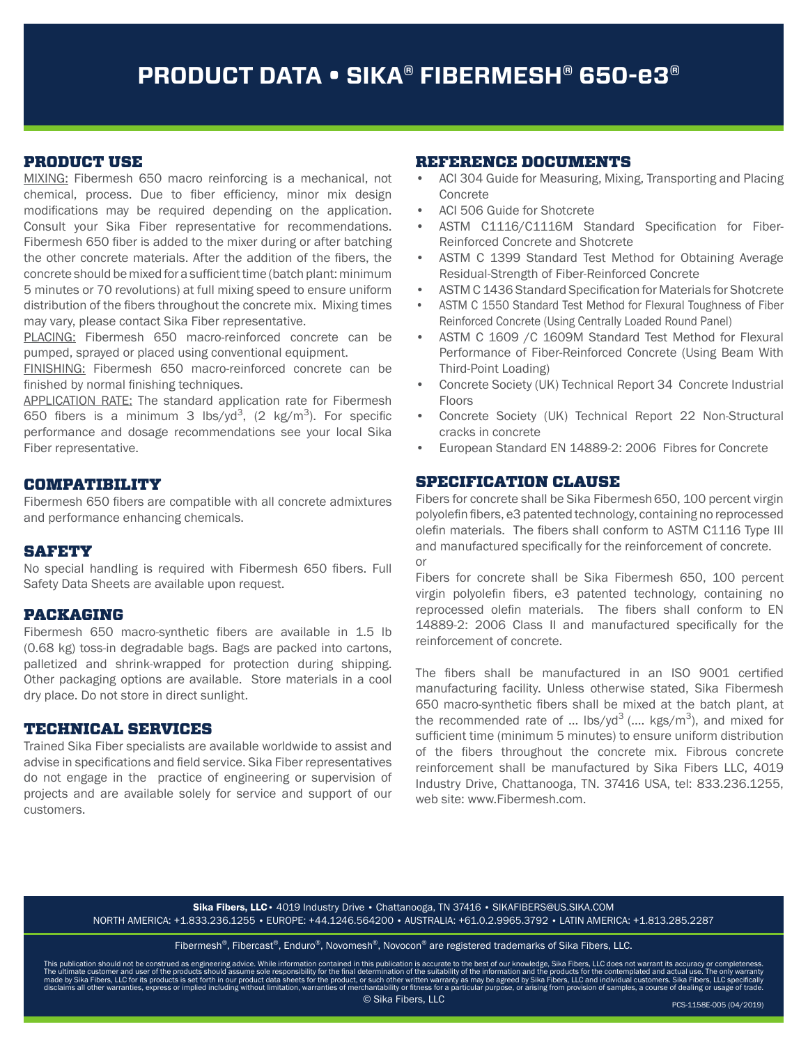# PRODUCT DATA • SIKA® FIBERMESH® 650-e3®

## PRODUCT USE

MIXING: Fibermesh 650 macro reinforcing is a mechanical, not chemical, process. Due to fiber efficiency, minor mix design modifications may be required depending on the application. Consult your Sika Fiber representative for recommendations. Fibermesh 650 fiber is added to the mixer during or after batching the other concrete materials. After the addition of the fibers, the concrete should be mixed for a sufficient time (batch plant: minimum 5 minutes or 70 revolutions) at full mixing speed to ensure uniform distribution of the fibers throughout the concrete mix. Mixing times may vary, please contact Sika Fiber representative.

PLACING: Fibermesh 650 macro-reinforced concrete can be pumped, sprayed or placed using conventional equipment.

FINISHING: Fibermesh 650 macro-reinforced concrete can be finished by normal finishing techniques.

APPLICATION RATE: The standard application rate for Fibermesh 650 fibers is a minimum 3 lbs/yd$^3$, (2 kg/m$^3$). For specific performance and dosage recommendations see your local Sika Fiber representative.

## COMPATIBILITY

Fibermesh 650 fibers are compatible with all concrete admixtures and performance enhancing chemicals.

## SAFETY

No special handling is required with Fibermesh 650 fibers. Full Safety Data Sheets are available upon request.

## PACKAGING

Fibermesh 650 macro-synthetic fibers are available in 1.5 lb (0.68 kg) toss-in degradable bags. Bags are packed into cartons, palletized and shrink-wrapped for protection during shipping. Other packaging options are available. Store materials in a cool dry place. Do not store in direct sunlight.

## TECHNICAL SERVICES

Trained Sika Fiber specialists are available worldwide to assist and advise in specifications and field service. Sika Fiber representatives do not engage in the practice of engineering or supervision of projects and are available solely for service and support of our customers.

## REFERENCE DOCUMENTS

- ACI 304 Guide for Measuring, Mixing, Transporting and Placing Concrete
- ACI 506 Guide for Shotcrete
- ASTM C1116/C1116M Standard Specification for Fiber-Reinforced Concrete and Shotcrete
- ASTM C 1399 Standard Test Method for Obtaining Average Residual-Strength of Fiber-Reinforced Concrete
- ASTM C 1436 Standard Specification for Materials for Shotcrete
- ASTM C 1550 Standard Test Method for Flexural Toughness of Fiber Reinforced Concrete (Using Centrally Loaded Round Panel)
- ASTM C 1609 /C 1609M Standard Test Method for Flexural Performance of Fiber-Reinforced Concrete (Using Beam With Third-Point Loading)
- Concrete Society (UK) Technical Report 34 Concrete Industrial Floors
- Concrete Society (UK) Technical Report 22 Non-Structural cracks in concrete
- European Standard EN 14889-2: 2006 Fibres for Concrete

## SPECIFICATION CLAUSE

Fibers for concrete shall be Sika Fibermesh 650, 100 percent virgin polyolefin fibers, e3 patented technology, containing no reprocessed olefin materials. The fibers shall conform to ASTM C1116 Type III and manufactured specifically for the reinforcement of concrete.

or

Fibers for concrete shall be Sika Fibermesh 650, 100 percent virgin polyolefin fibers, e3 patented technology, containing no reprocessed olefin materials. The fibers shall conform to EN 14889-2: 2006 Class II and manufactured specifically for the reinforcement of concrete.

The fibers shall be manufactured in an ISO 9001 certified manufacturing facility. Unless otherwise stated, Sika Fibermesh 650 macro-synthetic fibers shall be mixed at the batch plant, at the recommended rate of ... lbs/yd$^3$ (.... kgs/m$^3$), and mixed for sufficient time (minimum 5 minutes) to ensure uniform distribution of the fibers throughout the concrete mix. Fibrous concrete reinforcement shall be manufactured by Sika Fibers LLC, 4019 Industry Drive, Chattanooga, TN. 37416 USA, tel: 833.236.1255, web site: www.Fibermesh.com.

**Sika Fibers, LLC** • 4019 Industry Drive • Chattanooga, TN 37416 • SIKAFIBERS@US.SIKA.COM
NORTH AMERICA: +1.833.236.1255 • EUROPE: +44.1246.564200 • AUSTRALIA: +61.0.2.9965.3792 • LATIN AMERICA: +1.813.285.2287

Fibermesh®, Fibercast®, Enduro®, Novomesh®, Novocon® are registered trademarks of Sika Fibers, LLC.

This publication should not be construed as engineering advice. While information contained in this publication is accurate to the best of our knowledge, Sika Fibers, LLC does not warrant its accuracy or completeness. The ultimate customer and user of the products should assume sole responsibility for the final determination of the suitability of the information and the products for the contemplated and actual use. The only warranty made by Sika Fibers, LLC for its products is set forth in our product data sheets for the product, or such other written warranty as may be agreed by Sika Fibers, LLC and individual customers. Sika Fibers, LLC specifically disclaims all other warranties, express or implied including without limitation, warranties of merchantability or fitness for a particular purpose, or arising from provision of samples, a course of dealing or usage of trade.

© Sika Fibers, LLC

PCS-1158E-005 (04/2019)